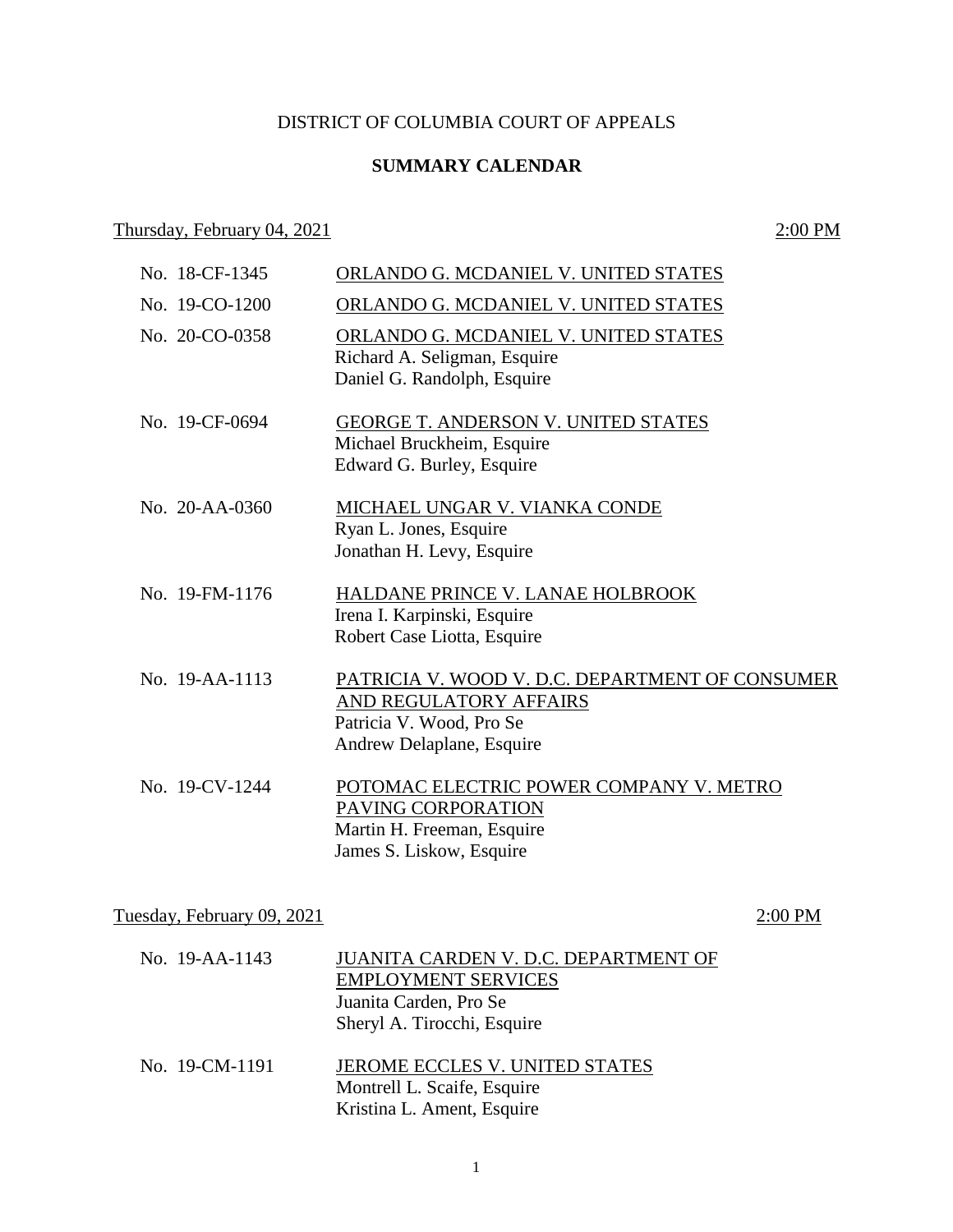# DISTRICT OF COLUMBIA COURT OF APPEALS

## SUMMARY CALENDAR

Thursday, February 04, 2021 — 2:00 PM

| | |
|---|---|
| No. 18-CF-1345 | ORLANDO G. MCDANIEL V. UNITED STATES |
| No. 19-CO-1200 | ORLANDO G. MCDANIEL V. UNITED STATES |
| No. 20-CO-0358 | ORLANDO G. MCDANIEL V. UNITED STATES<br>Richard A. Seligman, Esquire<br>Daniel G. Randolph, Esquire |
| No. 19-CF-0694 | GEORGE T. ANDERSON V. UNITED STATES<br>Michael Bruckheim, Esquire<br>Edward G. Burley, Esquire |
| No. 20-AA-0360 | MICHAEL UNGAR V. VIANKA CONDE<br>Ryan L. Jones, Esquire<br>Jonathan H. Levy, Esquire |
| No. 19-FM-1176 | HALDANE PRINCE V. LANAE HOLBROOK<br>Irena I. Karpinski, Esquire<br>Robert Case Liotta, Esquire |
| No. 19-AA-1113 | PATRICIA V. WOOD V. D.C. DEPARTMENT OF CONSUMER AND REGULATORY AFFAIRS<br>Patricia V. Wood, Pro Se<br>Andrew Delaplane, Esquire |
| No. 19-CV-1244 | POTOMAC ELECTRIC POWER COMPANY V. METRO PAVING CORPORATION<br>Martin H. Freeman, Esquire<br>James S. Liskow, Esquire |

Tuesday, February 09, 2021 — 2:00 PM

| | |
|---|---|
| No. 19-AA-1143 | JUANITA CARDEN V. D.C. DEPARTMENT OF EMPLOYMENT SERVICES<br>Juanita Carden, Pro Se<br>Sheryl A. Tirocchi, Esquire |
| No. 19-CM-1191 | JEROME ECCLES V. UNITED STATES<br>Montrell L. Scaife, Esquire<br>Kristina L. Ament, Esquire |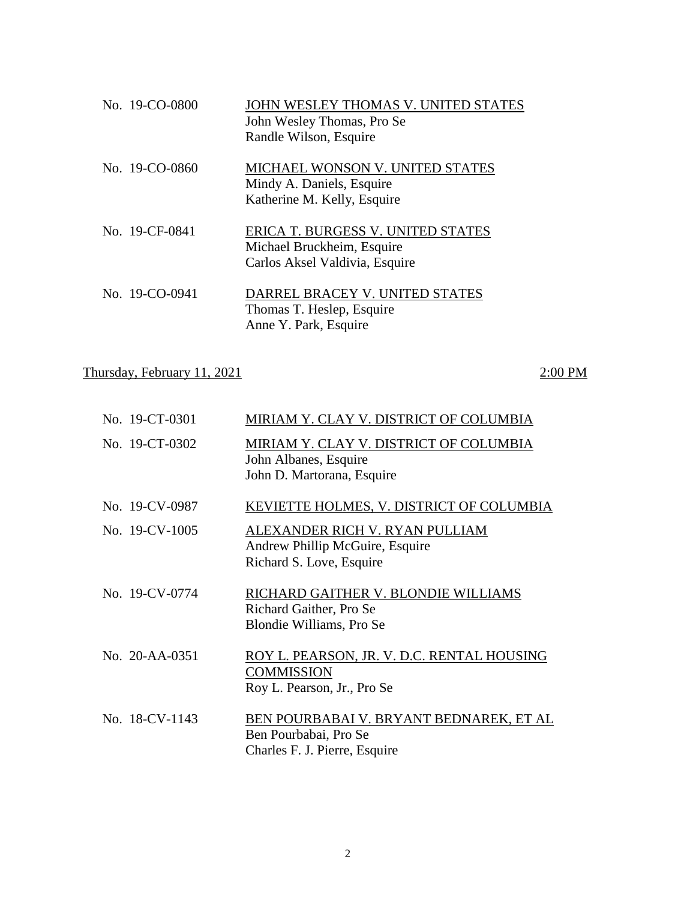No. 19-CO-0800 — <u>JOHN WESLEY THOMAS V. UNITED STATES</u>
John Wesley Thomas, Pro Se
Randle Wilson, Esquire

No. 19-CO-0860 — <u>MICHAEL WONSON V. UNITED STATES</u>
Mindy A. Daniels, Esquire
Katherine M. Kelly, Esquire

No. 19-CF-0841 — <u>ERICA T. BURGESS V. UNITED STATES</u>
Michael Bruckheim, Esquire
Carlos Aksel Valdivia, Esquire

No. 19-CO-0941 — <u>DARREL BRACEY V. UNITED STATES</u>
Thomas T. Heslep, Esquire
Anne Y. Park, Esquire

<u>Thursday, February 11, 2021</u> — <u>2:00 PM</u>

No. 19-CT-0301 — <u>MIRIAM Y. CLAY V. DISTRICT OF COLUMBIA</u>

No. 19-CT-0302 — <u>MIRIAM Y. CLAY V. DISTRICT OF COLUMBIA</u>
John Albanes, Esquire
John D. Martorana, Esquire

No. 19-CV-0987 — <u>KEVIETTE HOLMES, V. DISTRICT OF COLUMBIA</u>

No. 19-CV-1005 — <u>ALEXANDER RICH V. RYAN PULLIAM</u>
Andrew Phillip McGuire, Esquire
Richard S. Love, Esquire

No. 19-CV-0774 — <u>RICHARD GAITHER V. BLONDIE WILLIAMS</u>
Richard Gaither, Pro Se
Blondie Williams, Pro Se

No. 20-AA-0351 — <u>ROY L. PEARSON, JR. V. D.C. RENTAL HOUSING COMMISSION</u>
Roy L. Pearson, Jr., Pro Se

No. 18-CV-1143 — <u>BEN POURBABAI V. BRYANT BEDNAREK, ET AL</u>
Ben Pourbabai, Pro Se
Charles F. J. Pierre, Esquire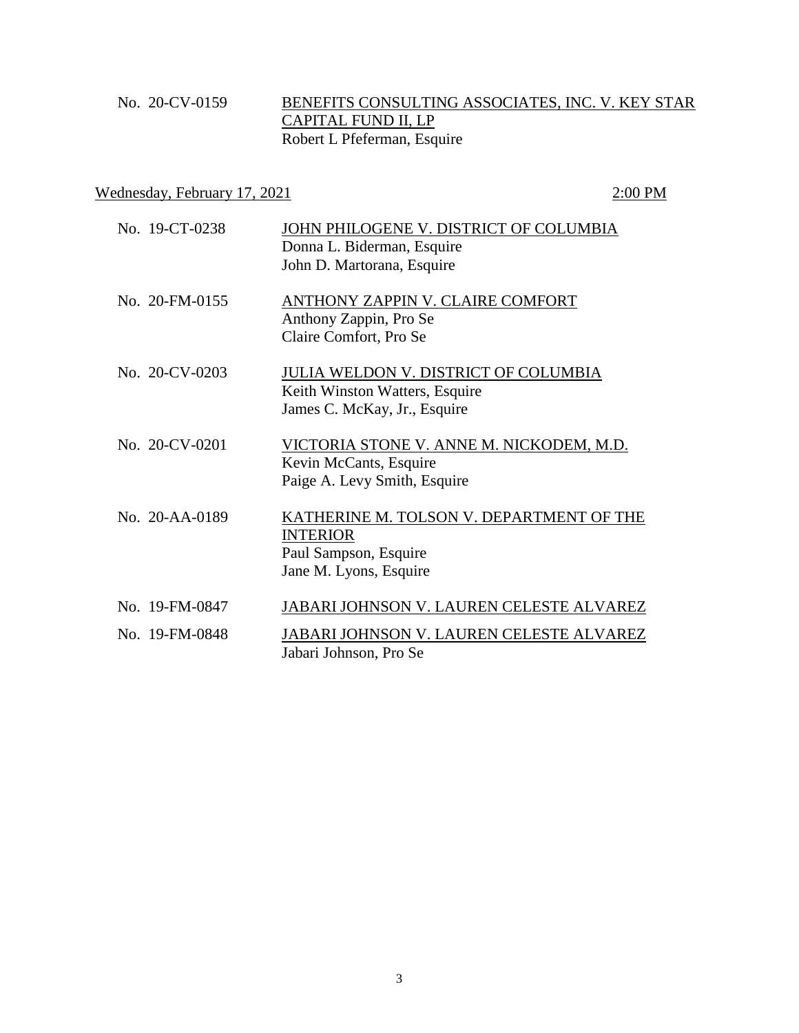No. 20-CV-0159 &nbsp;&nbsp;&nbsp;&nbsp; <u>BENEFITS CONSULTING ASSOCIATES, INC. V. KEY STAR CAPITAL FUND II, LP</u>
Robert L Pfeferman, Esquire

<u>Wednesday, February 17, 2021</u> &nbsp;&nbsp;&nbsp;&nbsp; <u>2:00 PM</u>

No. 19-CT-0238 &nbsp;&nbsp;&nbsp;&nbsp; <u>JOHN PHILOGENE V. DISTRICT OF COLUMBIA</u>
Donna L. Biderman, Esquire
John D. Martorana, Esquire

No. 20-FM-0155 &nbsp;&nbsp;&nbsp;&nbsp; <u>ANTHONY ZAPPIN V. CLAIRE COMFORT</u>
Anthony Zappin, Pro Se
Claire Comfort, Pro Se

No. 20-CV-0203 &nbsp;&nbsp;&nbsp;&nbsp; <u>JULIA WELDON V. DISTRICT OF COLUMBIA</u>
Keith Winston Watters, Esquire
James C. McKay, Jr., Esquire

No. 20-CV-0201 &nbsp;&nbsp;&nbsp;&nbsp; <u>VICTORIA STONE V. ANNE M. NICKODEM, M.D.</u>
Kevin McCants, Esquire
Paige A. Levy Smith, Esquire

No. 20-AA-0189 &nbsp;&nbsp;&nbsp;&nbsp; <u>KATHERINE M. TOLSON V. DEPARTMENT OF THE INTERIOR</u>
Paul Sampson, Esquire
Jane M. Lyons, Esquire

No. 19-FM-0847 &nbsp;&nbsp;&nbsp;&nbsp; <u>JABARI JOHNSON V. LAUREN CELESTE ALVAREZ</u>

No. 19-FM-0848 &nbsp;&nbsp;&nbsp;&nbsp; <u>JABARI JOHNSON V. LAUREN CELESTE ALVAREZ</u>
Jabari Johnson, Pro Se